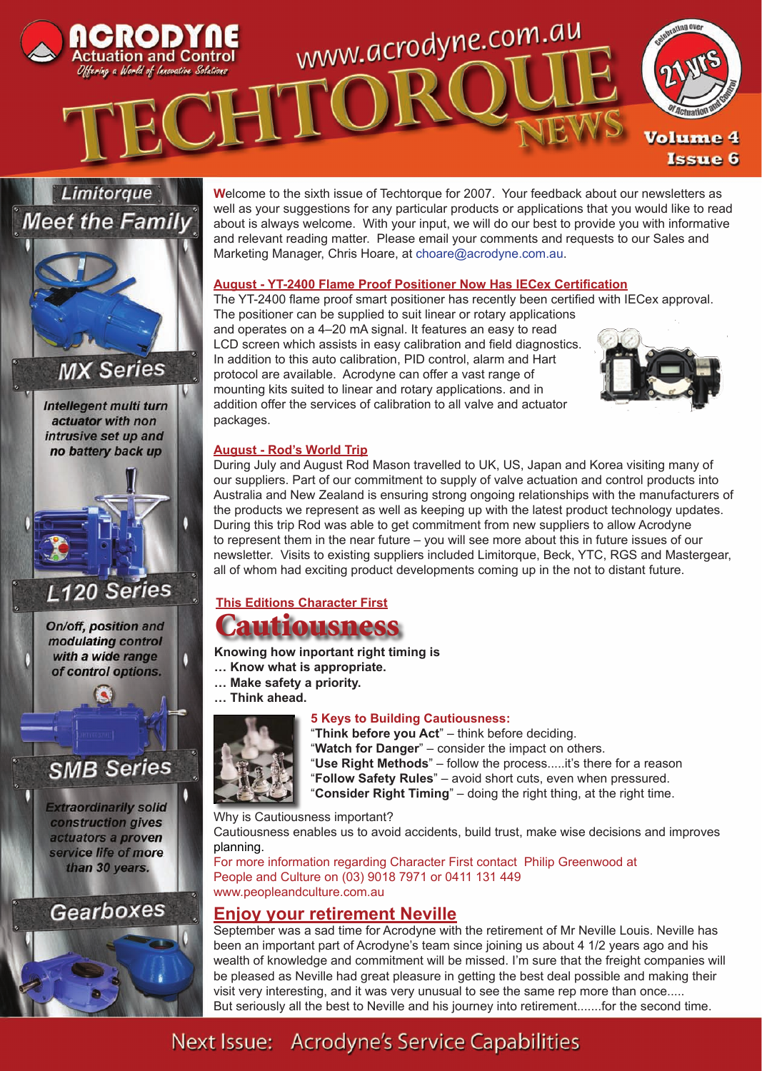# ACRODYNE Actuation and Control

*Offering a World of Innovative Solutions*

www.acrodyne.com.au

# TECHTORQUE NEWS

Celebrating over 21 yrs of Actuation and Control

**Volume 4 Issue 6**

## Limitorque Meet the Family

### MX Series

*Intellegent multi turn actuator with non intrusive set up and no battery back up*

### L120 Series

*On/off, position and modulating control with a wide range of control options.*

### SMB Series

*Extraordinarily solid construction gives actuators a proven service life of more than 30 years.*

### Gearboxes

Welcome to the sixth issue of Techtorque for 2007. Your feedback about our newsletters as well as your suggestions for any particular products or applications that you would like to read about is always welcome. With your input, we will do our best to provide you with informative and relevant reading matter. Please email your comments and requests to our Sales and Marketing Manager, Chris Hoare, at choare@acrodyne.com.au.

## August - YT-2400 Flame Proof Positioner Now Has IECex Certification

The YT-2400 flame proof smart positioner has recently been certified with IECex approval. The positioner can be supplied to suit linear or rotary applications and operates on a 4–20 mA signal. It features an easy to read LCD screen which assists in easy calibration and field diagnostics. In addition to this auto calibration, PID control, alarm and Hart protocol are available. Acrodyne can offer a vast range of mounting kits suited to linear and rotary applications. and in addition offer the services of calibration to all valve and actuator packages.

## August - Rod's World Trip

During July and August Rod Mason travelled to UK, US, Japan and Korea visiting many of our suppliers. Part of our commitment to supply of valve actuation and control products into Australia and New Zealand is ensuring strong ongoing relationships with the manufacturers of the products we represent as well as keeping up with the latest product technology updates. During this trip Rod was able to get commitment from new suppliers to allow Acrodyne to represent them in the near future – you will see more about this in future issues of our newsletter. Visits to existing suppliers included Limitorque, Beck, YTC, RGS and Mastergear, all of whom had exciting product developments coming up in the not to distant future.

## This Editions Character First

# Cautiousness

**Knowing how inportant right timing is**
**… Know what is appropriate.**
**… Make safety a priority.**
**… Think ahead.**

### 5 Keys to Building Cautiousness:

"**Think before you Act**" – think before deciding.
"**Watch for Danger**" – consider the impact on others.
"**Use Right Methods**" – follow the process.....it's there for a reason
"**Follow Safety Rules**" – avoid short cuts, even when pressured.
"**Consider Right Timing**" – doing the right thing, at the right time.

Why is Cautiousness important?
Cautiousness enables us to avoid accidents, build trust, make wise decisions and improves planning.

For more information regarding Character First contact Philip Greenwood at People and Culture on (03) 9018 7971 or 0411 131 449
www.peopleandculture.com.au

## Enjoy your retirement Neville

September was a sad time for Acrodyne with the retirement of Mr Neville Louis. Neville has been an important part of Acrodyne's team since joining us about 4 1/2 years ago and his wealth of knowledge and commitment will be missed. I'm sure that the freight companies will be pleased as Neville had great pleasure in getting the best deal possible and making their visit very interesting, and it was very unusual to see the same rep more than once.....
But seriously all the best to Neville and his journey into retirement.......for the second time.

**Next Issue: Acrodyne's Service Capabilities**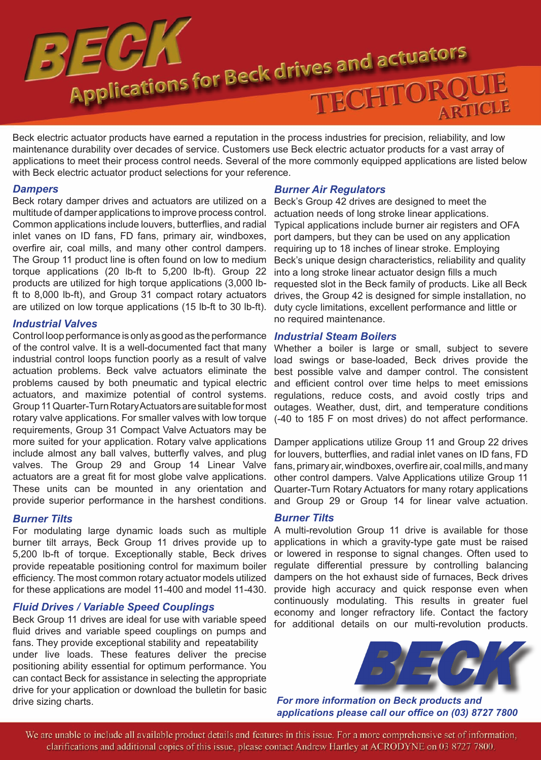# BECK

## Applications for Beck drives and actuators

## TECHTORQUE ARTICLE

Beck electric actuator products have earned a reputation in the process industries for precision, reliability, and low maintenance durability over decades of service. Customers use Beck electric actuator products for a vast array of applications to meet their process control needs. Several of the more commonly equipped applications are listed below with Beck electric actuator product selections for your reference.

### *Dampers*

Beck rotary damper drives and actuators are utilized on a multitude of damper applications to improve process control. Common applications include louvers, butterflies, and radial inlet vanes on ID fans, FD fans, primary air, windboxes, overfire air, coal mills, and many other control dampers. The Group 11 product line is often found on low to medium torque applications (20 lb-ft to 5,200 lb-ft). Group 22 products are utilized for high torque applications (3,000 lb-ft to 8,000 lb-ft), and Group 31 compact rotary actuators are utilized on low torque applications (15 lb-ft to 30 lb-ft).

### *Industrial Valves*

Control loop performance is only as good as the performance of the control valve. It is a well-documented fact that many industrial control loops function poorly as a result of valve actuation problems. Beck valve actuators eliminate the problems caused by both pneumatic and typical electric actuators, and maximize potential of control systems. Group 11 Quarter-Turn Rotary Actuators are suitable for most rotary valve applications. For smaller valves with low torque requirements, Group 31 Compact Valve Actuators may be more suited for your application. Rotary valve applications include almost any ball valves, butterfly valves, and plug valves. The Group 29 and Group 14 Linear Valve actuators are a great fit for most globe valve applications. These units can be mounted in any orientation and provide superior performance in the harshest conditions.

### *Burner Tilts*

For modulating large dynamic loads such as multiple burner tilt arrays, Beck Group 11 drives provide up to 5,200 lb-ft of torque. Exceptionally stable, Beck drives provide repeatable positioning control for maximum boiler efficiency. The most common rotary actuator models utilized for these applications are model 11-400 and model 11-430.

### *Fluid Drives / Variable Speed Couplings*

Beck Group 11 drives are ideal for use with variable speed fluid drives and variable speed couplings on pumps and fans. They provide exceptional stability and repeatability under live loads. These features deliver the precise positioning ability essential for optimum performance. You can contact Beck for assistance in selecting the appropriate drive for your application or download the bulletin for basic drive sizing charts.

### *Burner Air Regulators*

Beck's Group 42 drives are designed to meet the actuation needs of long stroke linear applications. Typical applications include burner air registers and OFA port dampers, but they can be used on any application requiring up to 18 inches of linear stroke. Employing Beck's unique design characteristics, reliability and quality into a long stroke linear actuator design fills a much requested slot in the Beck family of products. Like all Beck drives, the Group 42 is designed for simple installation, no duty cycle limitations, excellent performance and little or no required maintenance.

### *Industrial Steam Boilers*

Whether a boiler is large or small, subject to severe load swings or base-loaded, Beck drives provide the best possible valve and damper control. The consistent and efficient control over time helps to meet emissions regulations, reduce costs, and avoid costly trips and outages. Weather, dust, dirt, and temperature conditions (-40 to 185 F on most drives) do not affect performance.

Damper applications utilize Group 11 and Group 22 drives for louvers, butterflies, and radial inlet vanes on ID fans, FD fans, primary air, windboxes, overfire air, coal mills, and many other control dampers. Valve Applications utilize Group 11 Quarter-Turn Rotary Actuators for many rotary applications and Group 29 or Group 14 for linear valve actuation.

### *Burner Tilts*

A multi-revolution Group 11 drive is available for those applications in which a gravity-type gate must be raised or lowered in response to signal changes. Often used to regulate differential pressure by controlling balancing dampers on the hot exhaust side of furnaces, Beck drives provide high accuracy and quick response even when continuously modulating. This results in greater fuel economy and longer refractory life. Contact the factory for additional details on our multi-revolution products.

BECK

***For more information on Beck products and applications please call our office on (03) 8727 7800***

We are unable to include all available product details and features in this issue. For a more comprehensive set of information, clarifications and additional copies of this issue, please contact Andrew Hartley at ACRODYNE on 03 8727 7800.